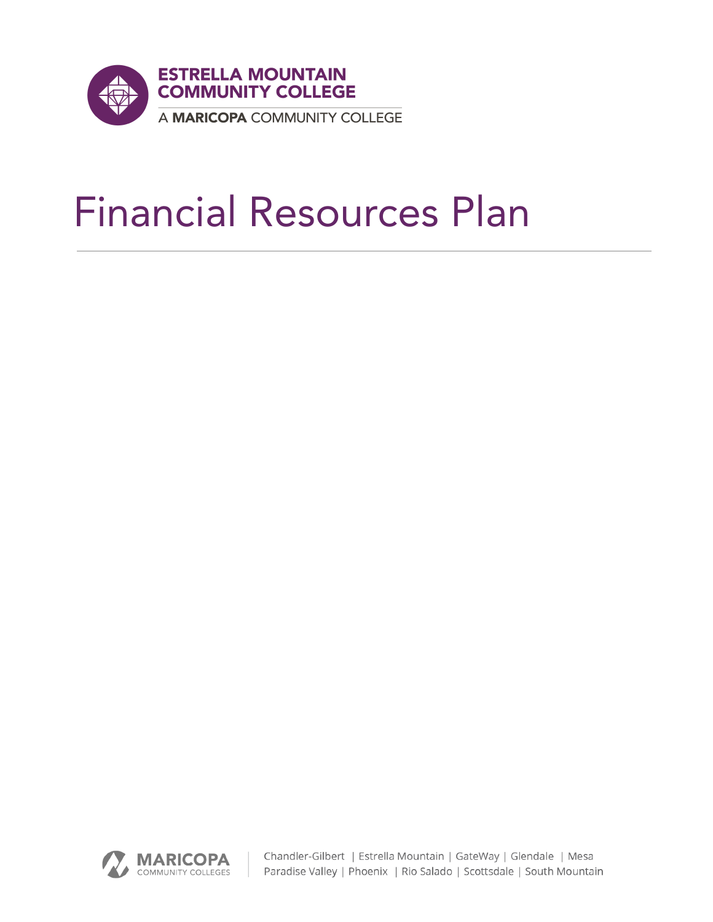ESTRELLA MOUNTAIN COMMUNITY COLLEGE

A MARICOPA COMMUNITY COLLEGE

# Financial Resources Plan

MARICOPA COMMUNITY COLLEGES

Chandler-Gilbert | Estrella Mountain | GateWay | Glendale | Mesa
Paradise Valley | Phoenix | Rio Salado | Scottsdale | South Mountain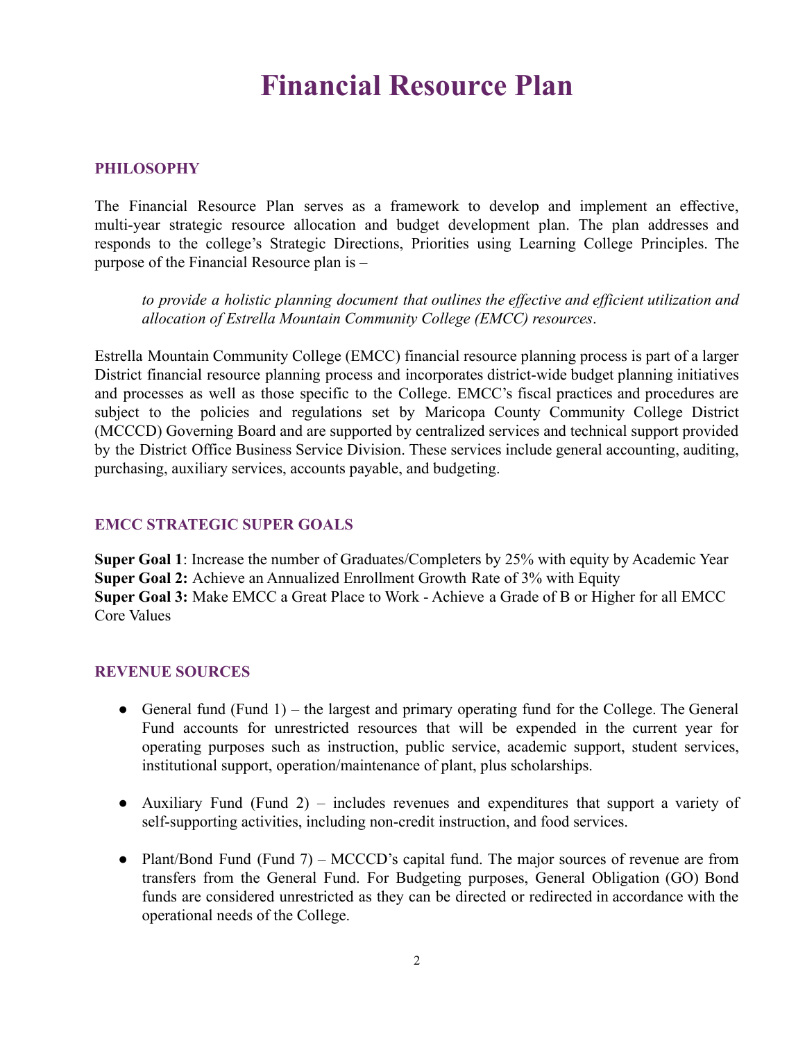# Financial Resource Plan

## PHILOSOPHY

The Financial Resource Plan serves as a framework to develop and implement an effective, multi-year strategic resource allocation and budget development plan. The plan addresses and responds to the college's Strategic Directions, Priorities using Learning College Principles. The purpose of the Financial Resource plan is –

> *to provide a holistic planning document that outlines the effective and efficient utilization and allocation of Estrella Mountain Community College (EMCC) resources*.

Estrella Mountain Community College (EMCC) financial resource planning process is part of a larger District financial resource planning process and incorporates district-wide budget planning initiatives and processes as well as those specific to the College. EMCC's fiscal practices and procedures are subject to the policies and regulations set by Maricopa County Community College District (MCCCD) Governing Board and are supported by centralized services and technical support provided by the District Office Business Service Division. These services include general accounting, auditing, purchasing, auxiliary services, accounts payable, and budgeting.

## EMCC STRATEGIC SUPER GOALS

**Super Goal 1**: Increase the number of Graduates/Completers by 25% with equity by Academic Year
**Super Goal 2:** Achieve an Annualized Enrollment Growth Rate of 3% with Equity
**Super Goal 3:** Make EMCC a Great Place to Work - Achieve a Grade of B or Higher for all EMCC Core Values

## REVENUE SOURCES

- General fund (Fund 1) – the largest and primary operating fund for the College. The General Fund accounts for unrestricted resources that will be expended in the current year for operating purposes such as instruction, public service, academic support, student services, institutional support, operation/maintenance of plant, plus scholarships.

- Auxiliary Fund (Fund 2) – includes revenues and expenditures that support a variety of self-supporting activities, including non-credit instruction, and food services.

- Plant/Bond Fund (Fund 7) – MCCCD's capital fund. The major sources of revenue are from transfers from the General Fund. For Budgeting purposes, General Obligation (GO) Bond funds are considered unrestricted as they can be directed or redirected in accordance with the operational needs of the College.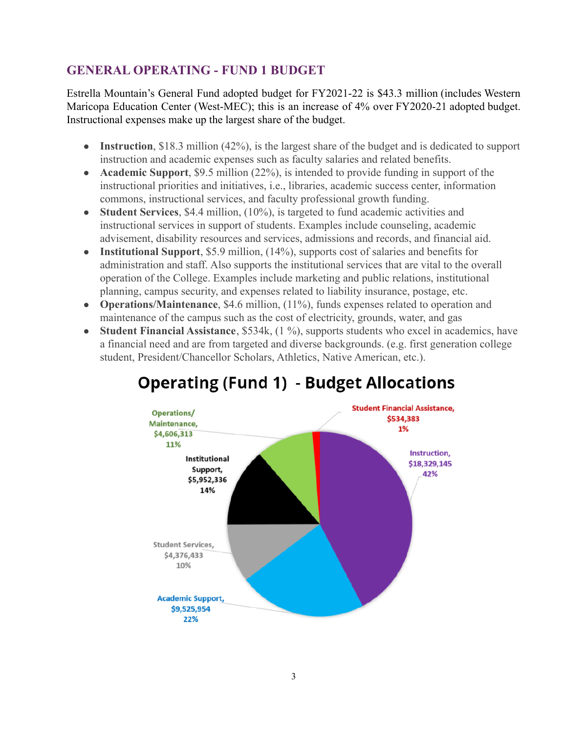## GENERAL OPERATING - FUND 1 BUDGET

Estrella Mountain's General Fund adopted budget for FY2021-22 is $43.3 million (includes Western Maricopa Education Center (West-MEC); this is an increase of 4% over FY2020-21 adopted budget. Instructional expenses make up the largest share of the budget.

- **Instruction**, $18.3 million (42%), is the largest share of the budget and is dedicated to support instruction and academic expenses such as faculty salaries and related benefits.
- **Academic Support**, $9.5 million (22%), is intended to provide funding in support of the instructional priorities and initiatives, i.e., libraries, academic success center, information commons, instructional services, and faculty professional growth funding.
- **Student Services**, $4.4 million, (10%), is targeted to fund academic activities and instructional services in support of students. Examples include counseling, academic advisement, disability resources and services, admissions and records, and financial aid.
- **Institutional Support**, $5.9 million, (14%), supports cost of salaries and benefits for administration and staff. Also supports the institutional services that are vital to the overall operation of the College. Examples include marketing and public relations, institutional planning, campus security, and expenses related to liability insurance, postage, etc.
- **Operations/Maintenance**, $4.6 million, (11%), funds expenses related to operation and maintenance of the campus such as the cost of electricity, grounds, water, and gas
- **Student Financial Assistance**, $534k, (1 %), supports students who excel in academics, have a financial need and are from targeted and diverse backgrounds. (e.g. first generation college student, President/Chancellor Scholars, Athletics, Native American, etc.).

**Operating (Fund 1) - Budget Allocations**

- Instruction, $18,329,145, 42%
- Academic Support, $9,525,954, 22%
- Student Services, $4,376,433, 10%
- Institutional Support, $5,952,336, 14%
- Operations/ Maintenance, $4,606,313, 11%
- Student Financial Assistance, $534,383, 1%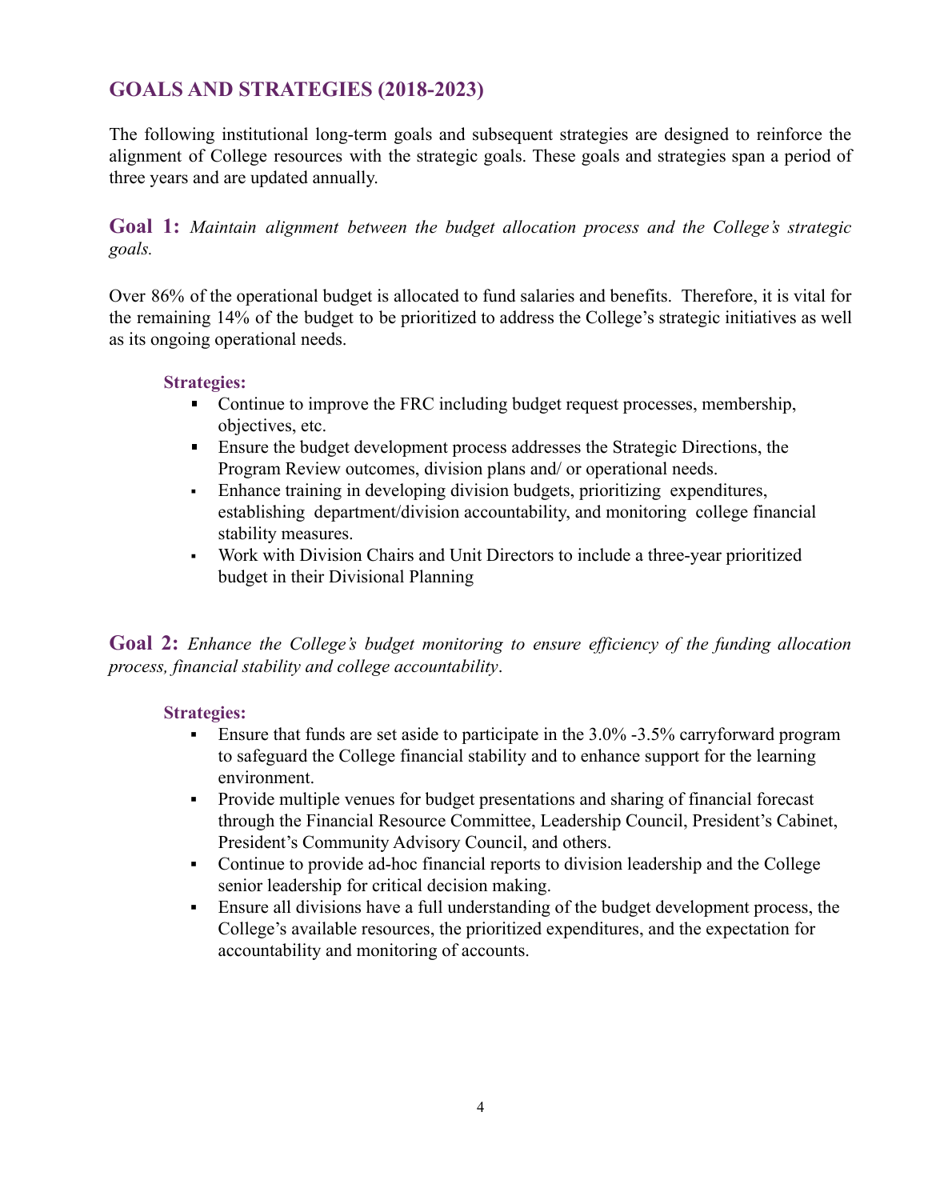## GOALS AND STRATEGIES (2018-2023)

The following institutional long-term goals and subsequent strategies are designed to reinforce the alignment of College resources with the strategic goals. These goals and strategies span a period of three years and are updated annually.

**Goal 1:** *Maintain alignment between the budget allocation process and the College's strategic goals.*

Over 86% of the operational budget is allocated to fund salaries and benefits. Therefore, it is vital for the remaining 14% of the budget to be prioritized to address the College's strategic initiatives as well as its ongoing operational needs.

**Strategies:**

- Continue to improve the FRC including budget request processes, membership, objectives, etc.
- Ensure the budget development process addresses the Strategic Directions, the Program Review outcomes, division plans and/ or operational needs.
- Enhance training in developing division budgets, prioritizing expenditures, establishing department/division accountability, and monitoring college financial stability measures.
- Work with Division Chairs and Unit Directors to include a three-year prioritized budget in their Divisional Planning

**Goal 2:** *Enhance the College's budget monitoring to ensure efficiency of the funding allocation process, financial stability and college accountability*.

**Strategies:**

- Ensure that funds are set aside to participate in the 3.0% -3.5% carryforward program to safeguard the College financial stability and to enhance support for the learning environment.
- Provide multiple venues for budget presentations and sharing of financial forecast through the Financial Resource Committee, Leadership Council, President's Cabinet, President's Community Advisory Council, and others.
- Continue to provide ad-hoc financial reports to division leadership and the College senior leadership for critical decision making.
- Ensure all divisions have a full understanding of the budget development process, the College's available resources, the prioritized expenditures, and the expectation for accountability and monitoring of accounts.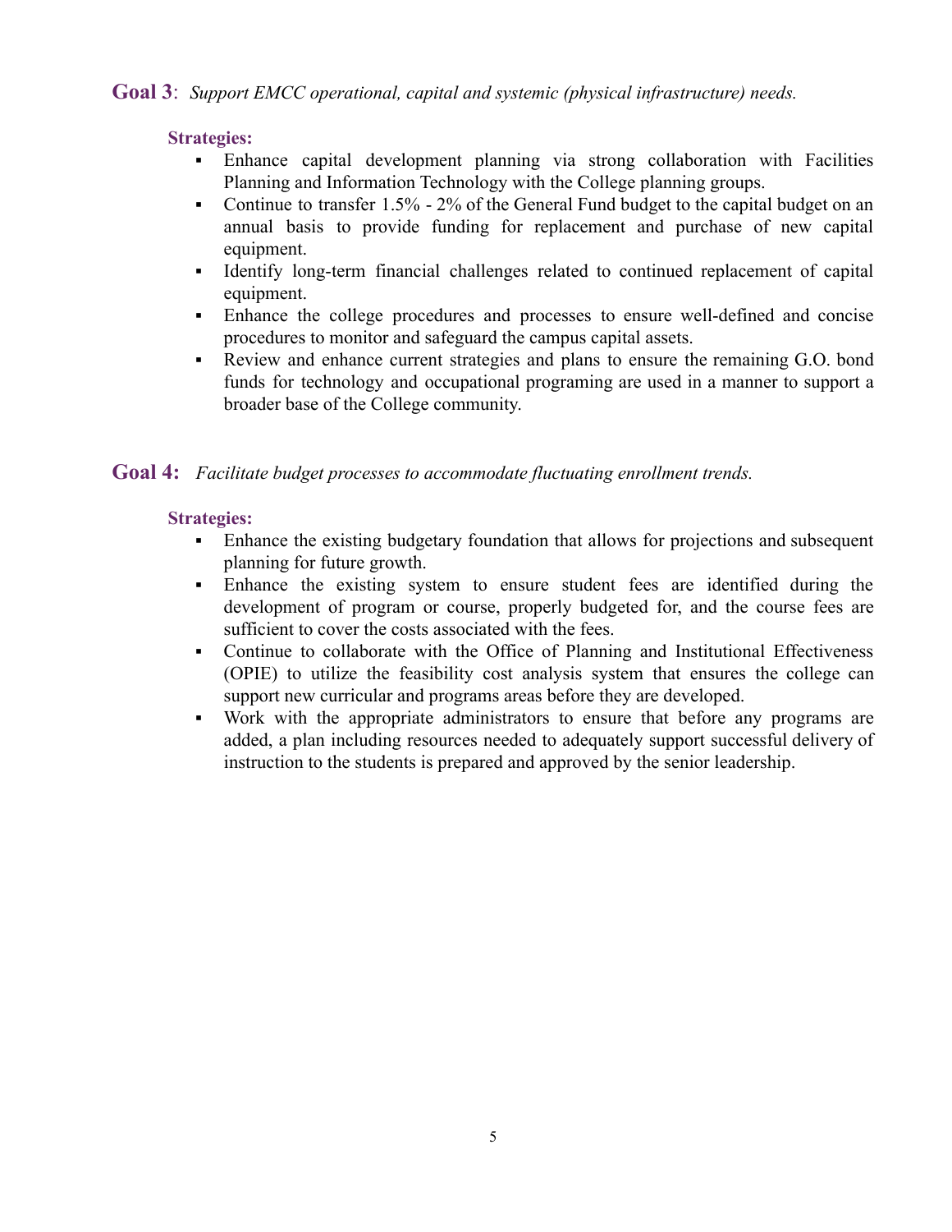**Goal 3**: *Support EMCC operational, capital and systemic (physical infrastructure) needs.*

**Strategies:**

- Enhance capital development planning via strong collaboration with Facilities Planning and Information Technology with the College planning groups.
- Continue to transfer 1.5% - 2% of the General Fund budget to the capital budget on an annual basis to provide funding for replacement and purchase of new capital equipment.
- Identify long-term financial challenges related to continued replacement of capital equipment.
- Enhance the college procedures and processes to ensure well-defined and concise procedures to monitor and safeguard the campus capital assets.
- Review and enhance current strategies and plans to ensure the remaining G.O. bond funds for technology and occupational programing are used in a manner to support a broader base of the College community.

**Goal 4:** *Facilitate budget processes to accommodate fluctuating enrollment trends.*

**Strategies:**

- Enhance the existing budgetary foundation that allows for projections and subsequent planning for future growth.
- Enhance the existing system to ensure student fees are identified during the development of program or course, properly budgeted for, and the course fees are sufficient to cover the costs associated with the fees.
- Continue to collaborate with the Office of Planning and Institutional Effectiveness (OPIE) to utilize the feasibility cost analysis system that ensures the college can support new curricular and programs areas before they are developed.
- Work with the appropriate administrators to ensure that before any programs are added, a plan including resources needed to adequately support successful delivery of instruction to the students is prepared and approved by the senior leadership.